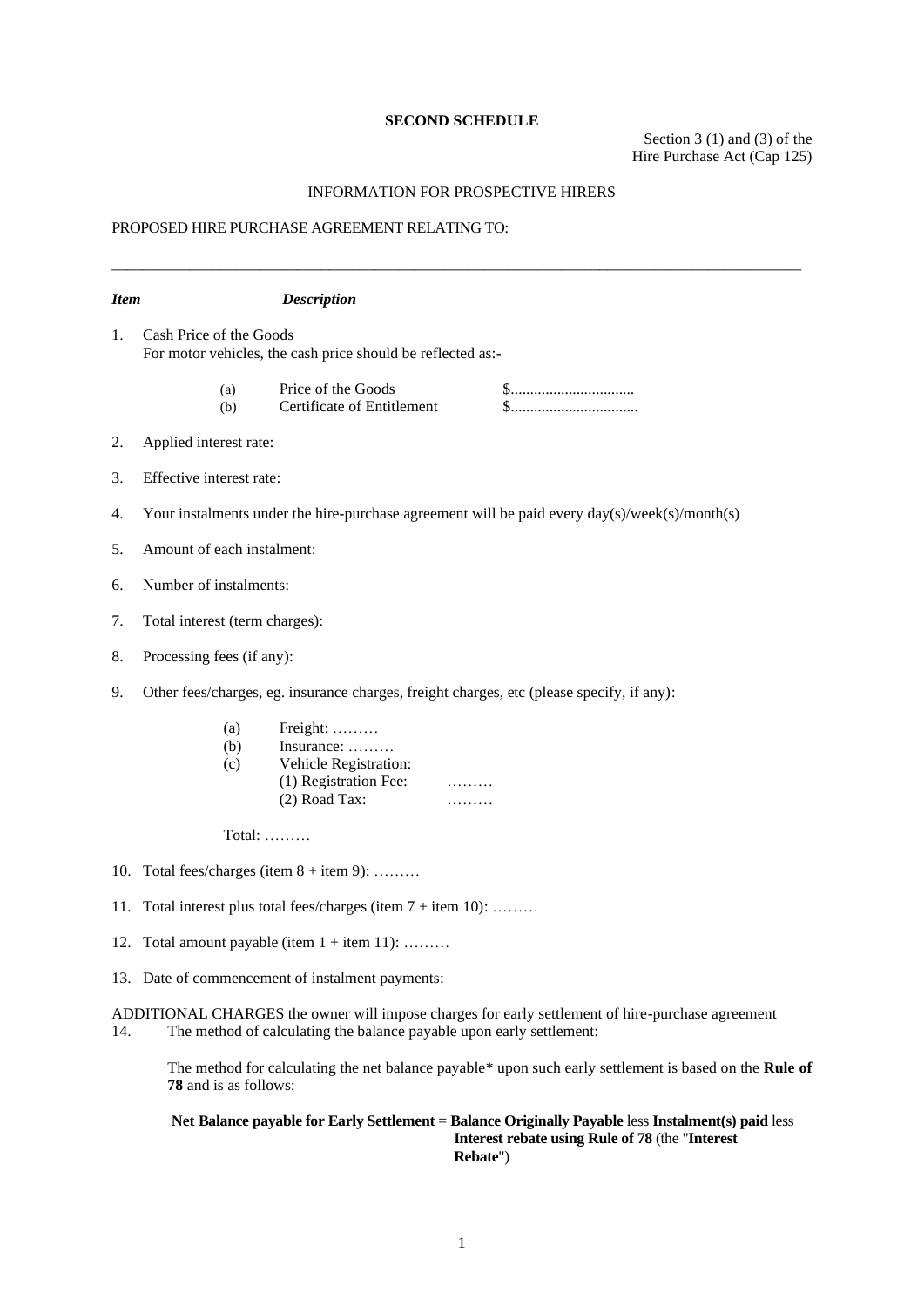**SECOND SCHEDULE**

Section 3 (1) and (3) of the Hire Purchase Act (Cap 125)

INFORMATION FOR PROSPECTIVE HIRERS

PROPOSED HIRE PURCHASE AGREEMENT RELATING TO:

\_\_\_\_\_\_\_\_\_\_\_\_\_\_\_\_\_\_\_\_\_\_\_\_\_\_\_\_\_\_\_\_\_\_\_\_\_\_\_\_\_\_\_\_\_\_\_\_\_\_\_\_\_\_\_\_\_\_\_\_\_\_\_\_\_\_\_\_\_\_\_\_\_\_\_\_\_\_

| ***Item*** | ***Description*** |
|---|---|

1. Cash Price of the Goods
   For motor vehicles, the cash price should be reflected as:-

   (a) Price of the Goods $................................
   (b) Certificate of Entitlement $.................................

2. Applied interest rate:

3. Effective interest rate:

4. Your instalments under the hire-purchase agreement will be paid every day(s)/week(s)/month(s)

5. Amount of each instalment:

6. Number of instalments:

7. Total interest (term charges):

8. Processing fees (if any):

9. Other fees/charges, eg. insurance charges, freight charges, etc (please specify, if any):

   (a) Freight: .........
   (b) Insurance: .........
   (c) Vehicle Registration:
   (1) Registration Fee: .........
   (2) Road Tax: .........

   Total: .........

10. Total fees/charges (item 8 + item 9): .........

11. Total interest plus total fees/charges (item 7 + item 10): .........

12. Total amount payable (item 1 + item 11): .........

13. Date of commencement of instalment payments:

ADDITIONAL CHARGES the owner will impose charges for early settlement of hire-purchase agreement

14. The method of calculating the balance payable upon early settlement:

    The method for calculating the net balance payable* upon such early settlement is based on the **Rule of 78** and is as follows:

    **Net Balance payable for Early Settlement** = **Balance Originally Payable** less **Instalment(s) paid** less **Interest rebate using Rule of 78** (the "**Interest Rebate**")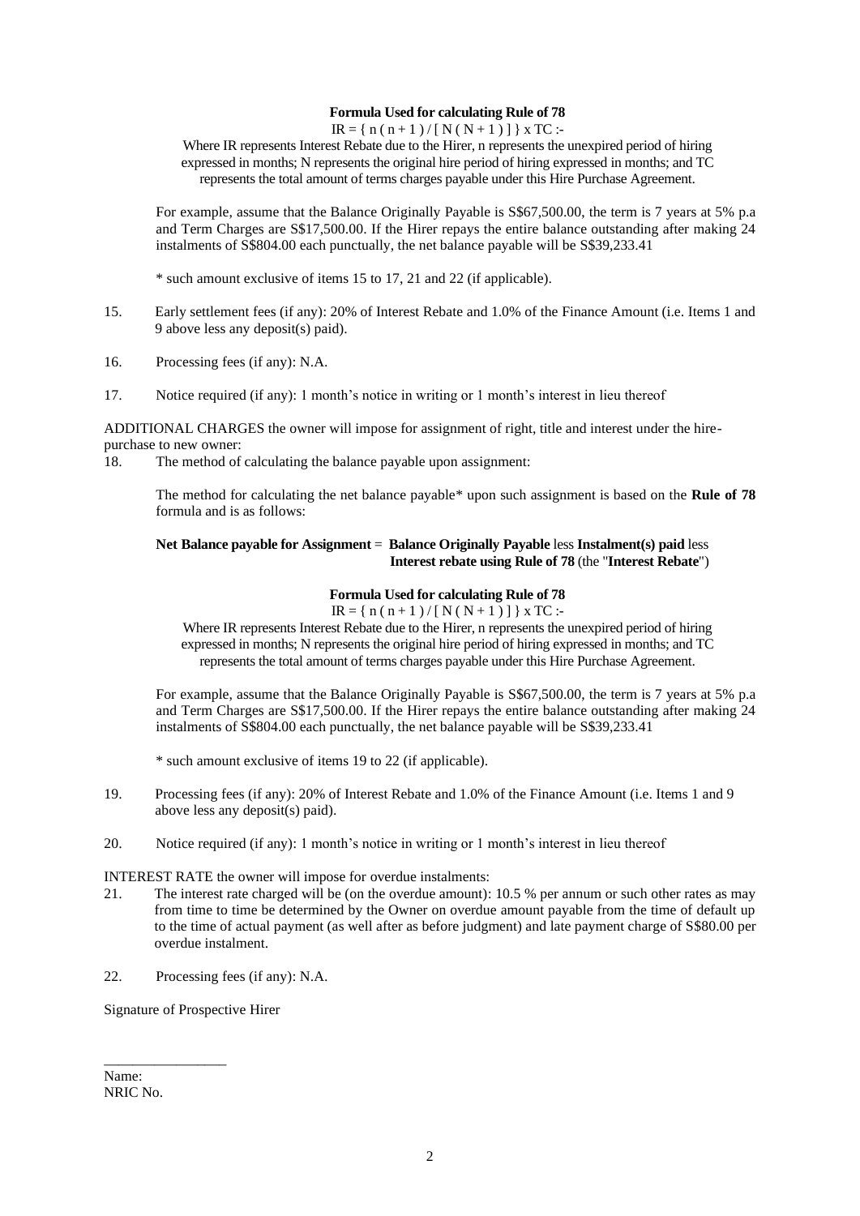**Formula Used for calculating Rule of 78**

$IR = \{ n ( n + 1 ) / [ N ( N + 1 ) ] \} \times TC$ :-

Where IR represents Interest Rebate due to the Hirer, n represents the unexpired period of hiring expressed in months; N represents the original hire period of hiring expressed in months; and TC represents the total amount of terms charges payable under this Hire Purchase Agreement.

For example, assume that the Balance Originally Payable is S$67,500.00, the term is 7 years at 5% p.a and Term Charges are S$17,500.00. If the Hirer repays the entire balance outstanding after making 24 instalments of S$804.00 each punctually, the net balance payable will be S$39,233.41

\* such amount exclusive of items 15 to 17, 21 and 22 (if applicable).

15. Early settlement fees (if any): 20% of Interest Rebate and 1.0% of the Finance Amount (i.e. Items 1 and 9 above less any deposit(s) paid).

16. Processing fees (if any): N.A.

17. Notice required (if any): 1 month's notice in writing or 1 month's interest in lieu thereof

ADDITIONAL CHARGES the owner will impose for assignment of right, title and interest under the hire-purchase to new owner:

18. The method of calculating the balance payable upon assignment:

    The method for calculating the net balance payable* upon such assignment is based on the **Rule of 78** formula and is as follows:

    **Net Balance payable for Assignment** = **Balance Originally Payable** less **Instalment(s) paid** less **Interest rebate using Rule of 78** (the "**Interest Rebate**")

**Formula Used for calculating Rule of 78**

$IR = \{ n ( n + 1 ) / [ N ( N + 1 ) ] \} \times TC$ :-

Where IR represents Interest Rebate due to the Hirer, n represents the unexpired period of hiring expressed in months; N represents the original hire period of hiring expressed in months; and TC represents the total amount of terms charges payable under this Hire Purchase Agreement.

For example, assume that the Balance Originally Payable is S$67,500.00, the term is 7 years at 5% p.a and Term Charges are S$17,500.00. If the Hirer repays the entire balance outstanding after making 24 instalments of S$804.00 each punctually, the net balance payable will be S$39,233.41

\* such amount exclusive of items 19 to 22 (if applicable).

19. Processing fees (if any): 20% of Interest Rebate and 1.0% of the Finance Amount (i.e. Items 1 and 9 above less any deposit(s) paid).

20. Notice required (if any): 1 month's notice in writing or 1 month's interest in lieu thereof

INTEREST RATE the owner will impose for overdue instalments:

21. The interest rate charged will be (on the overdue amount): 10.5 % per annum or such other rates as may from time to time be determined by the Owner on overdue amount payable from the time of default up to the time of actual payment (as well after as before judgment) and late payment charge of S$80.00 per overdue instalment.

22. Processing fees (if any): N.A.

Signature of Prospective Hirer

\_\_\_\_\_\_\_\_\_\_\_\_\_\_\_\_\_

Name:

NRIC No.